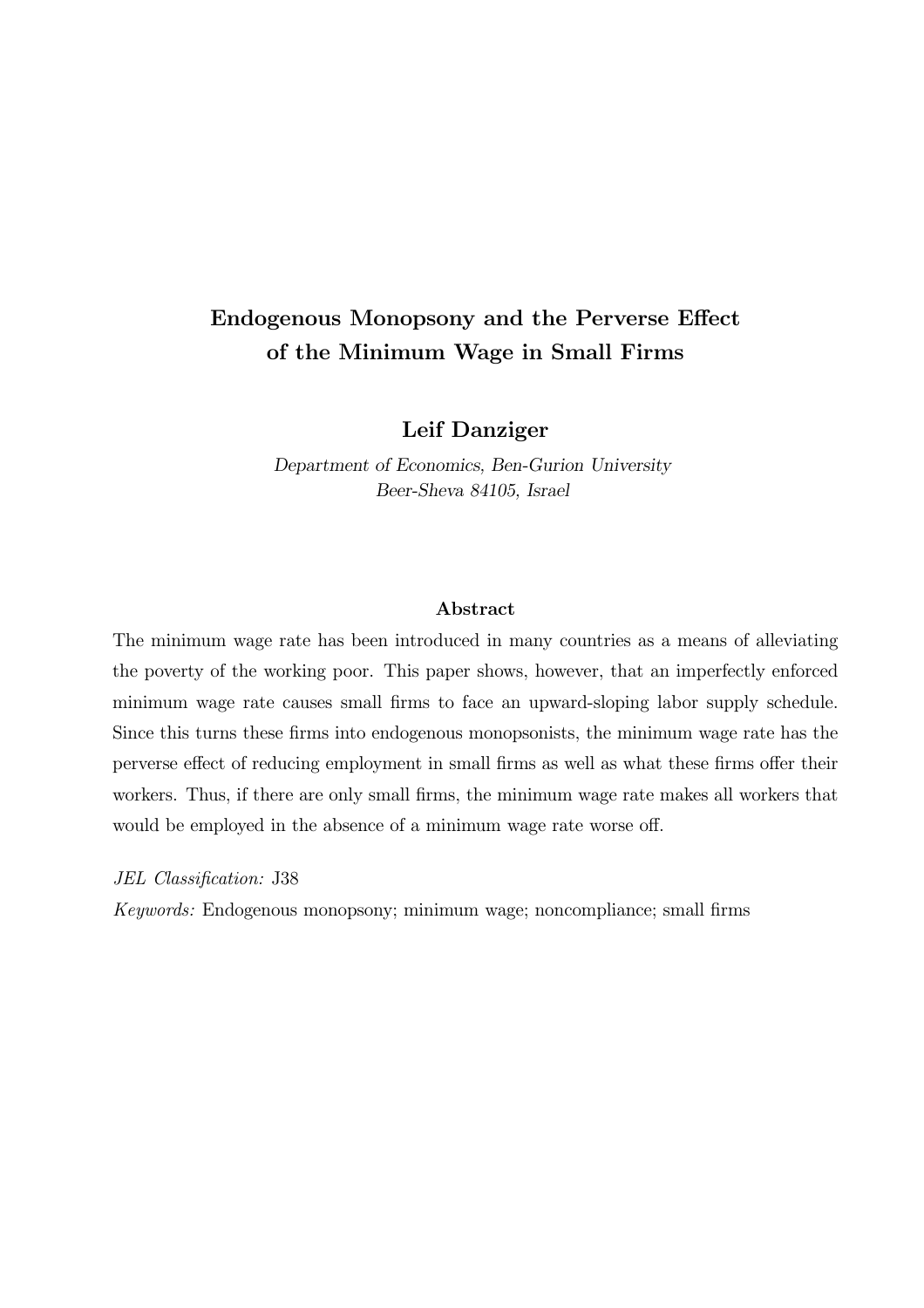# Endogenous Monopsony and the Perverse Effect of the Minimum Wage in Small Firms

**Leif Danziger**

*Department of Economics, Ben-Gurion University*
*Beer-Sheva 84105, Israel*

### Abstract

The minimum wage rate has been introduced in many countries as a means of alleviating the poverty of the working poor. This paper shows, however, that an imperfectly enforced minimum wage rate causes small firms to face an upward-sloping labor supply schedule. Since this turns these firms into endogenous monopsonists, the minimum wage rate has the perverse effect of reducing employment in small firms as well as what these firms offer their workers. Thus, if there are only small firms, the minimum wage rate makes all workers that would be employed in the absence of a minimum wage rate worse off.

*JEL Classification:* J38

*Keywords:* Endogenous monopsony; minimum wage; noncompliance; small firms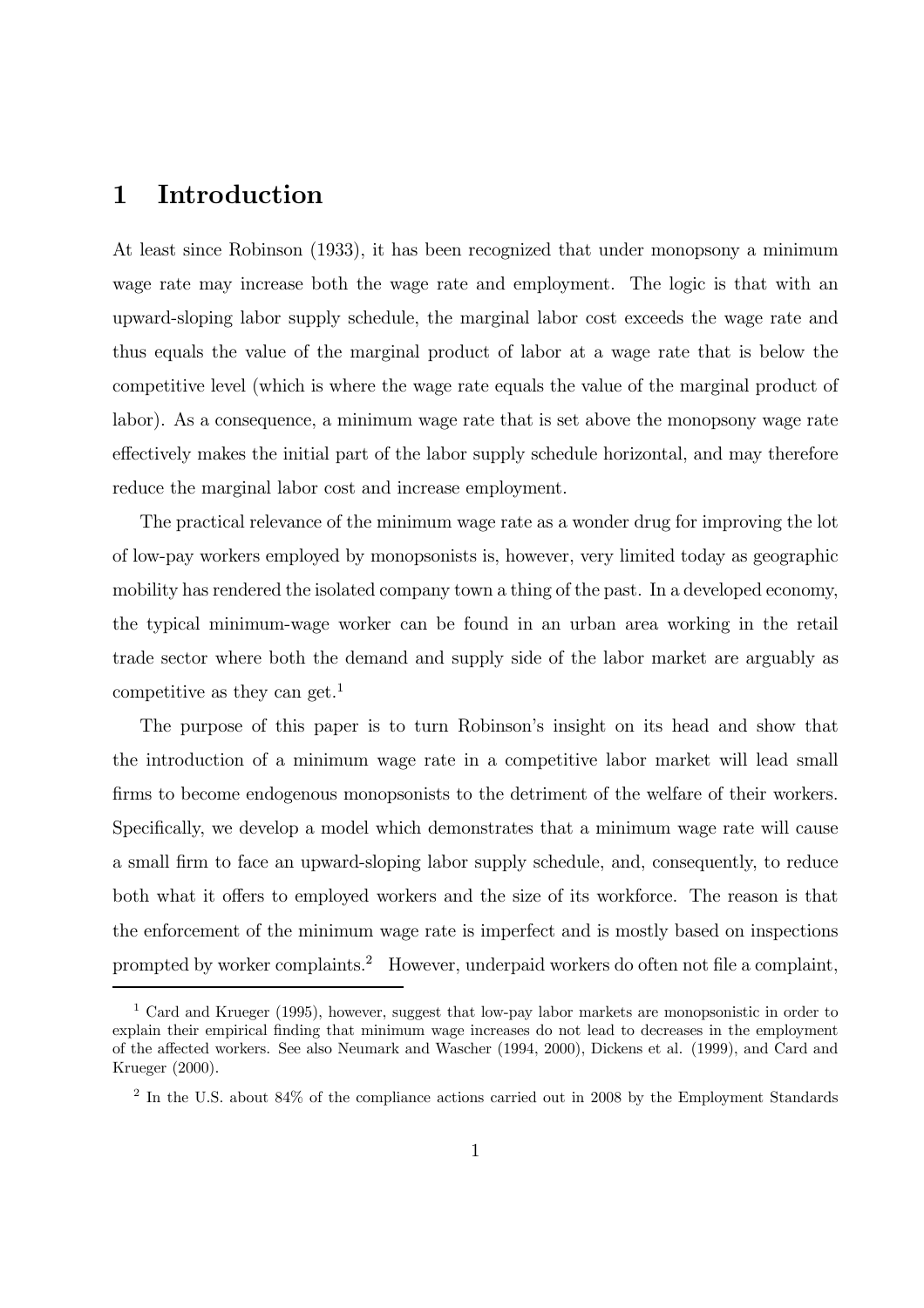# 1 Introduction

At least since Robinson (1933), it has been recognized that under monopsony a minimum wage rate may increase both the wage rate and employment. The logic is that with an upward-sloping labor supply schedule, the marginal labor cost exceeds the wage rate and thus equals the value of the marginal product of labor at a wage rate that is below the competitive level (which is where the wage rate equals the value of the marginal product of labor). As a consequence, a minimum wage rate that is set above the monopsony wage rate effectively makes the initial part of the labor supply schedule horizontal, and may therefore reduce the marginal labor cost and increase employment.

The practical relevance of the minimum wage rate as a wonder drug for improving the lot of low-pay workers employed by monopsonists is, however, very limited today as geographic mobility has rendered the isolated company town a thing of the past. In a developed economy, the typical minimum-wage worker can be found in an urban area working in the retail trade sector where both the demand and supply side of the labor market are arguably as competitive as they can get.[1]

The purpose of this paper is to turn Robinson's insight on its head and show that the introduction of a minimum wage rate in a competitive labor market will lead small firms to become endogenous monopsonists to the detriment of the welfare of their workers. Specifically, we develop a model which demonstrates that a minimum wage rate will cause a small firm to face an upward-sloping labor supply schedule, and, consequently, to reduce both what it offers to employed workers and the size of its workforce. The reason is that the enforcement of the minimum wage rate is imperfect and is mostly based on inspections prompted by worker complaints.[2] However, underpaid workers do often not file a complaint,

[1] Card and Krueger (1995), however, suggest that low-pay labor markets are monopsonistic in order to explain their empirical finding that minimum wage increases do not lead to decreases in the employment of the affected workers. See also Neumark and Wascher (1994, 2000), Dickens et al. (1999), and Card and Krueger (2000).

[2] In the U.S. about 84% of the compliance actions carried out in 2008 by the Employment Standards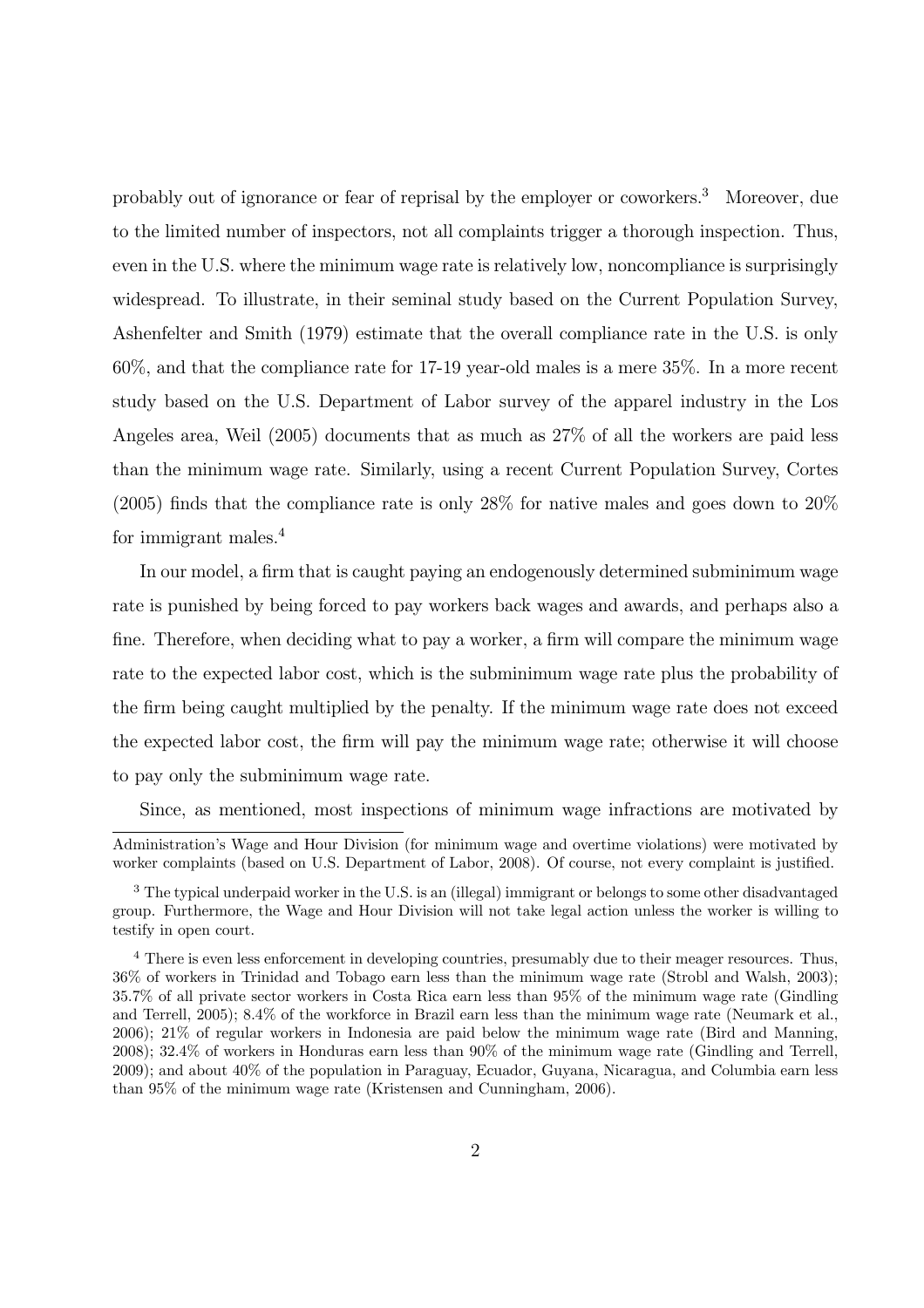probably out of ignorance or fear of reprisal by the employer or coworkers.[3] Moreover, due to the limited number of inspectors, not all complaints trigger a thorough inspection. Thus, even in the U.S. where the minimum wage rate is relatively low, noncompliance is surprisingly widespread. To illustrate, in their seminal study based on the Current Population Survey, Ashenfelter and Smith (1979) estimate that the overall compliance rate in the U.S. is only 60%, and that the compliance rate for 17-19 year-old males is a mere 35%. In a more recent study based on the U.S. Department of Labor survey of the apparel industry in the Los Angeles area, Weil (2005) documents that as much as 27% of all the workers are paid less than the minimum wage rate. Similarly, using a recent Current Population Survey, Cortes (2005) finds that the compliance rate is only 28% for native males and goes down to 20% for immigrant males.[4]

In our model, a firm that is caught paying an endogenously determined subminimum wage rate is punished by being forced to pay workers back wages and awards, and perhaps also a fine. Therefore, when deciding what to pay a worker, a firm will compare the minimum wage rate to the expected labor cost, which is the subminimum wage rate plus the probability of the firm being caught multiplied by the penalty. If the minimum wage rate does not exceed the expected labor cost, the firm will pay the minimum wage rate; otherwise it will choose to pay only the subminimum wage rate.

Since, as mentioned, most inspections of minimum wage infractions are motivated by

---

Administration's Wage and Hour Division (for minimum wage and overtime violations) were motivated by worker complaints (based on U.S. Department of Labor, 2008). Of course, not every complaint is justified.

[3] The typical underpaid worker in the U.S. is an (illegal) immigrant or belongs to some other disadvantaged group. Furthermore, the Wage and Hour Division will not take legal action unless the worker is willing to testify in open court.

[4] There is even less enforcement in developing countries, presumably due to their meager resources. Thus, 36% of workers in Trinidad and Tobago earn less than the minimum wage rate (Strobl and Walsh, 2003); 35.7% of all private sector workers in Costa Rica earn less than 95% of the minimum wage rate (Gindling and Terrell, 2005); 8.4% of the workforce in Brazil earn less than the minimum wage rate (Neumark et al., 2006); 21% of regular workers in Indonesia are paid below the minimum wage rate (Bird and Manning, 2008); 32.4% of workers in Honduras earn less than 90% of the minimum wage rate (Gindling and Terrell, 2009); and about 40% of the population in Paraguay, Ecuador, Guyana, Nicaragua, and Columbia earn less than 95% of the minimum wage rate (Kristensen and Cunningham, 2006).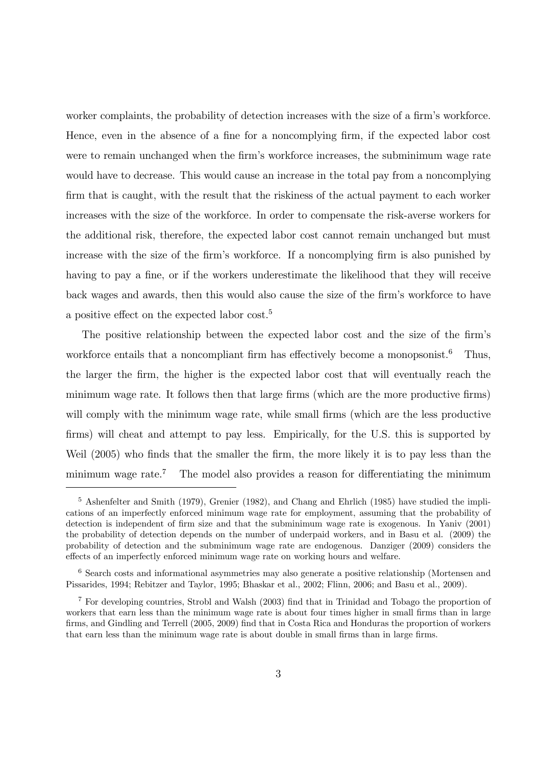worker complaints, the probability of detection increases with the size of a firm's workforce. Hence, even in the absence of a fine for a noncomplying firm, if the expected labor cost were to remain unchanged when the firm's workforce increases, the subminimum wage rate would have to decrease. This would cause an increase in the total pay from a noncomplying firm that is caught, with the result that the riskiness of the actual payment to each worker increases with the size of the workforce. In order to compensate the risk-averse workers for the additional risk, therefore, the expected labor cost cannot remain unchanged but must increase with the size of the firm's workforce. If a noncomplying firm is also punished by having to pay a fine, or if the workers underestimate the likelihood that they will receive back wages and awards, then this would also cause the size of the firm's workforce to have a positive effect on the expected labor cost.[5]

The positive relationship between the expected labor cost and the size of the firm's workforce entails that a noncompliant firm has effectively become a monopsonist.[6] Thus, the larger the firm, the higher is the expected labor cost that will eventually reach the minimum wage rate. It follows then that large firms (which are the more productive firms) will comply with the minimum wage rate, while small firms (which are the less productive firms) will cheat and attempt to pay less. Empirically, for the U.S. this is supported by Weil (2005) who finds that the smaller the firm, the more likely it is to pay less than the minimum wage rate.[7] The model also provides a reason for differentiating the minimum

---

[5] Ashenfelter and Smith (1979), Grenier (1982), and Chang and Ehrlich (1985) have studied the implications of an imperfectly enforced minimum wage rate for employment, assuming that the probability of detection is independent of firm size and that the subminimum wage rate is exogenous. In Yaniv (2001) the probability of detection depends on the number of underpaid workers, and in Basu et al. (2009) the probability of detection and the subminimum wage rate are endogenous. Danziger (2009) considers the effects of an imperfectly enforced minimum wage rate on working hours and welfare.

[6] Search costs and informational asymmetries may also generate a positive relationship (Mortensen and Pissarides, 1994; Rebitzer and Taylor, 1995; Bhaskar et al., 2002; Flinn, 2006; and Basu et al., 2009).

[7] For developing countries, Strobl and Walsh (2003) find that in Trinidad and Tobago the proportion of workers that earn less than the minimum wage rate is about four times higher in small firms than in large firms, and Gindling and Terrell (2005, 2009) find that in Costa Rica and Honduras the proportion of workers that earn less than the minimum wage rate is about double in small firms than in large firms.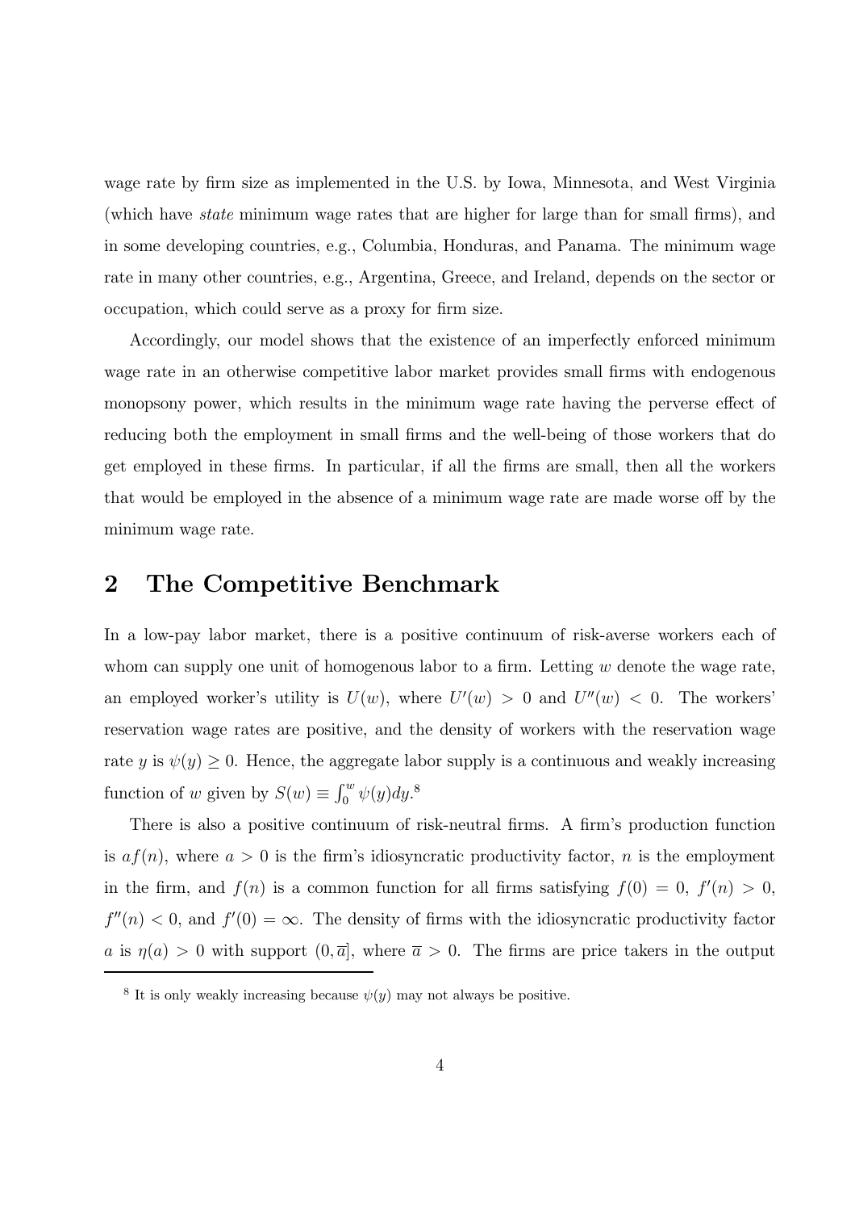wage rate by firm size as implemented in the U.S. by Iowa, Minnesota, and West Virginia (which have *state* minimum wage rates that are higher for large than for small firms), and in some developing countries, e.g., Columbia, Honduras, and Panama. The minimum wage rate in many other countries, e.g., Argentina, Greece, and Ireland, depends on the sector or occupation, which could serve as a proxy for firm size.

Accordingly, our model shows that the existence of an imperfectly enforced minimum wage rate in an otherwise competitive labor market provides small firms with endogenous monopsony power, which results in the minimum wage rate having the perverse effect of reducing both the employment in small firms and the well-being of those workers that do get employed in these firms. In particular, if all the firms are small, then all the workers that would be employed in the absence of a minimum wage rate are made worse off by the minimum wage rate.

## 2 The Competitive Benchmark

In a low-pay labor market, there is a positive continuum of risk-averse workers each of whom can supply one unit of homogenous labor to a firm. Letting $w$ denote the wage rate, an employed worker's utility is $U(w)$, where $U'(w) > 0$ and $U''(w) < 0$. The workers' reservation wage rates are positive, and the density of workers with the reservation wage rate $y$ is $\psi(y) \geq 0$. Hence, the aggregate labor supply is a continuous and weakly increasing function of $w$ given by $S(w) \equiv \int_0^w \psi(y)dy$.[8]

There is also a positive continuum of risk-neutral firms. A firm's production function is $af(n)$, where $a > 0$ is the firm's idiosyncratic productivity factor, $n$ is the employment in the firm, and $f(n)$ is a common function for all firms satisfying $f(0) = 0$, $f'(n) > 0$, $f''(n) < 0$, and $f'(0) = \infty$. The density of firms with the idiosyncratic productivity factor $a$ is $\eta(a) > 0$ with support $(0, \overline{a}]$, where $\overline{a} > 0$. The firms are price takers in the output

[8] It is only weakly increasing because $\psi(y)$ may not always be positive.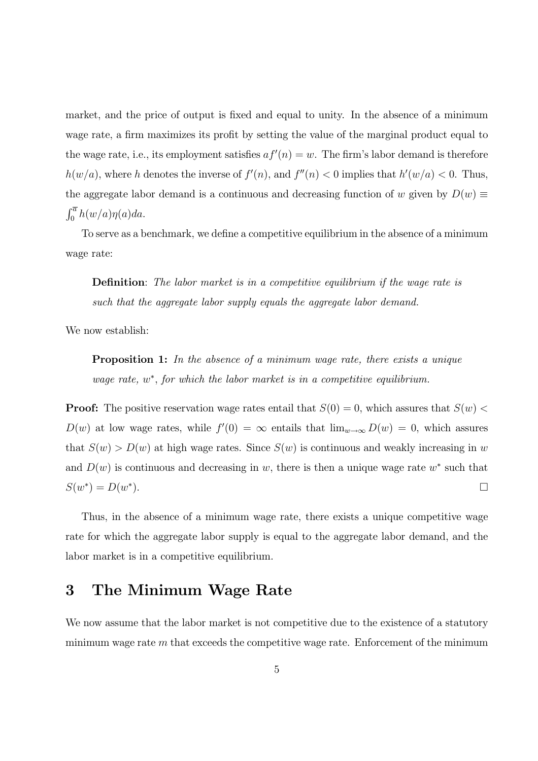market, and the price of output is fixed and equal to unity. In the absence of a minimum wage rate, a firm maximizes its profit by setting the value of the marginal product equal to the wage rate, i.e., its employment satisfies $af'(n) = w$. The firm's labor demand is therefore $h(w/a)$, where $h$ denotes the inverse of $f'(n)$, and $f''(n) < 0$ implies that $h'(w/a) < 0$. Thus, the aggregate labor demand is a continuous and decreasing function of $w$ given by $D(w) \equiv \int_0^{\overline{a}} h(w/a)\eta(a)da$.

To serve as a benchmark, we define a competitive equilibrium in the absence of a minimum wage rate:

> **Definition**: *The labor market is in a competitive equilibrium if the wage rate is such that the aggregate labor supply equals the aggregate labor demand.*

We now establish:

> **Proposition 1:** *In the absence of a minimum wage rate, there exists a unique wage rate, $w^*$, for which the labor market is in a competitive equilibrium.*

**Proof:** The positive reservation wage rates entail that $S(0) = 0$, which assures that $S(w) < D(w)$ at low wage rates, while $f'(0) = \infty$ entails that $\lim_{w \to \infty} D(w) = 0$, which assures that $S(w) > D(w)$ at high wage rates. Since $S(w)$ is continuous and weakly increasing in $w$ and $D(w)$ is continuous and decreasing in $w$, there is then a unique wage rate $w^*$ such that $S(w^*) = D(w^*)$. □

Thus, in the absence of a minimum wage rate, there exists a unique competitive wage rate for which the aggregate labor supply is equal to the aggregate labor demand, and the labor market is in a competitive equilibrium.

## 3 The Minimum Wage Rate

We now assume that the labor market is not competitive due to the existence of a statutory minimum wage rate $m$ that exceeds the competitive wage rate. Enforcement of the minimum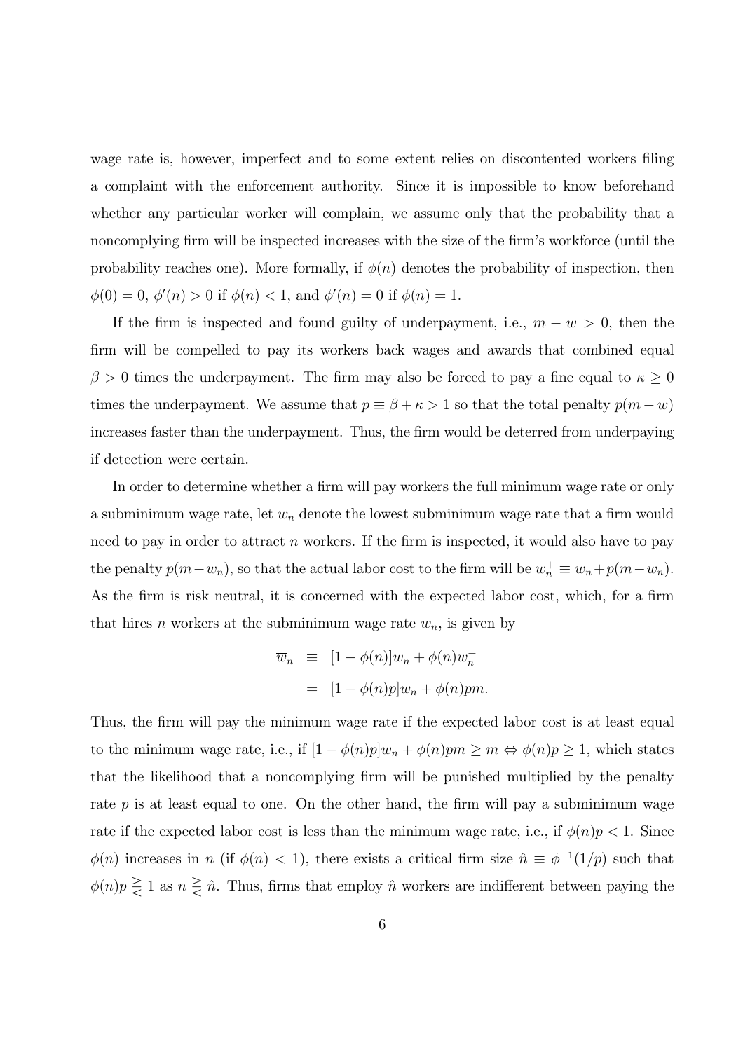wage rate is, however, imperfect and to some extent relies on discontented workers filing a complaint with the enforcement authority. Since it is impossible to know beforehand whether any particular worker will complain, we assume only that the probability that a noncomplying firm will be inspected increases with the size of the firm's workforce (until the probability reaches one). More formally, if $\phi(n)$ denotes the probability of inspection, then $\phi(0) = 0$, $\phi'(n) > 0$ if $\phi(n) < 1$, and $\phi'(n) = 0$ if $\phi(n) = 1$.

If the firm is inspected and found guilty of underpayment, i.e., $m - w > 0$, then the firm will be compelled to pay its workers back wages and awards that combined equal $\beta > 0$ times the underpayment. The firm may also be forced to pay a fine equal to $\kappa \geq 0$ times the underpayment. We assume that $p \equiv \beta + \kappa > 1$ so that the total penalty $p(m - w)$ increases faster than the underpayment. Thus, the firm would be deterred from underpaying if detection were certain.

In order to determine whether a firm will pay workers the full minimum wage rate or only a subminimum wage rate, let $w_n$ denote the lowest subminimum wage rate that a firm would need to pay in order to attract $n$ workers. If the firm is inspected, it would also have to pay the penalty $p(m - w_n)$, so that the actual labor cost to the firm will be $w_n^+ \equiv w_n + p(m - w_n)$. As the firm is risk neutral, it is concerned with the expected labor cost, which, for a firm that hires $n$ workers at the subminimum wage rate $w_n$, is given by

$$
\begin{aligned}
\overline{w}_n &\equiv [1 - \phi(n)]w_n + \phi(n)w_n^+ \\
&= [1 - \phi(n)p]w_n + \phi(n)pm.
\end{aligned}
$$

Thus, the firm will pay the minimum wage rate if the expected labor cost is at least equal to the minimum wage rate, i.e., if $[1 - \phi(n)p]w_n + \phi(n)pm \geq m \Leftrightarrow \phi(n)p \geq 1$, which states that the likelihood that a noncomplying firm will be punished multiplied by the penalty rate $p$ is at least equal to one. On the other hand, the firm will pay a subminimum wage rate if the expected labor cost is less than the minimum wage rate, i.e., if $\phi(n)p < 1$. Since $\phi(n)$ increases in $n$ (if $\phi(n) < 1$), there exists a critical firm size $\hat{n} \equiv \phi^{-1}(1/p)$ such that $\phi(n)p \gtreqless 1$ as $n \gtreqless \hat{n}$. Thus, firms that employ $\hat{n}$ workers are indifferent between paying the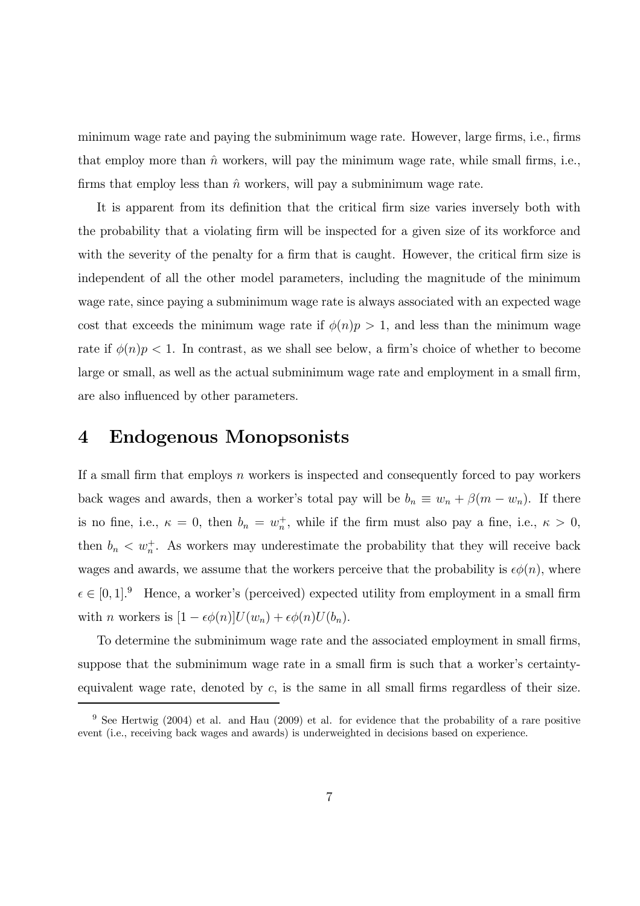minimum wage rate and paying the subminimum wage rate. However, large firms, i.e., firms that employ more than $\hat{n}$ workers, will pay the minimum wage rate, while small firms, i.e., firms that employ less than $\hat{n}$ workers, will pay a subminimum wage rate.

It is apparent from its definition that the critical firm size varies inversely both with the probability that a violating firm will be inspected for a given size of its workforce and with the severity of the penalty for a firm that is caught. However, the critical firm size is independent of all the other model parameters, including the magnitude of the minimum wage rate, since paying a subminimum wage rate is always associated with an expected wage cost that exceeds the minimum wage rate if $\phi(n)p > 1$, and less than the minimum wage rate if $\phi(n)p < 1$. In contrast, as we shall see below, a firm's choice of whether to become large or small, as well as the actual subminimum wage rate and employment in a small firm, are also influenced by other parameters.

# 4 Endogenous Monopsonists

If a small firm that employs $n$ workers is inspected and consequently forced to pay workers back wages and awards, then a worker's total pay will be $b_n \equiv w_n + \beta(m - w_n)$. If there is no fine, i.e., $\kappa = 0$, then $b_n = w_n^+$, while if the firm must also pay a fine, i.e., $\kappa > 0$, then $b_n < w_n^+$. As workers may underestimate the probability that they will receive back wages and awards, we assume that the workers perceive that the probability is $\epsilon\phi(n)$, where $\epsilon \in [0, 1]$.[9] Hence, a worker's (perceived) expected utility from employment in a small firm with $n$ workers is $[1 - \epsilon\phi(n)]U(w_n) + \epsilon\phi(n)U(b_n)$.

To determine the subminimum wage rate and the associated employment in small firms, suppose that the subminimum wage rate in a small firm is such that a worker's certainty-equivalent wage rate, denoted by $c$, is the same in all small firms regardless of their size.

[9] See Hertwig (2004) et al. and Hau (2009) et al. for evidence that the probability of a rare positive event (i.e., receiving back wages and awards) is underweighted in decisions based on experience.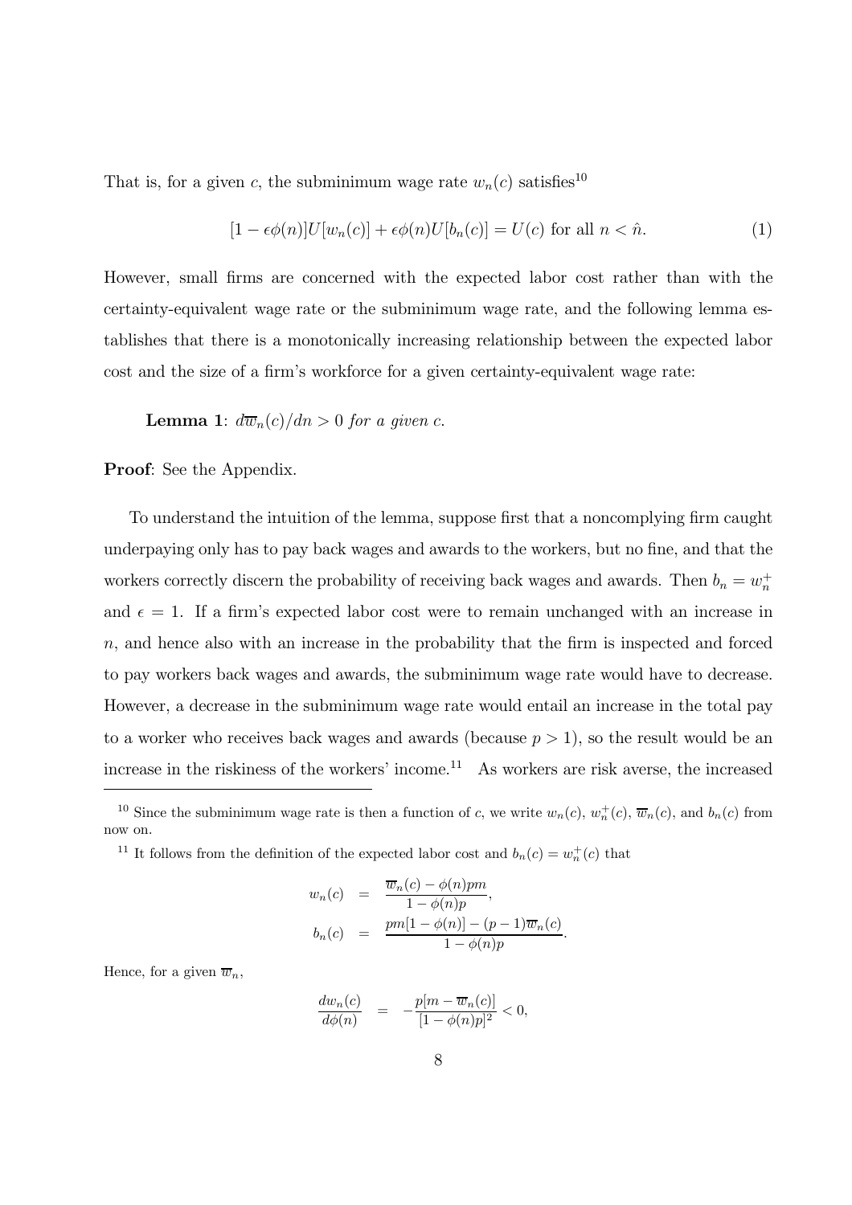That is, for a given $c$, the subminimum wage rate $w_n(c)$ satisfies[10]

$$[1 - \epsilon\phi(n)]U[w_n(c)] + \epsilon\phi(n)U[b_n(c)] = U(c) \text{ for all } n < \hat{n}. \tag{1}$$

However, small firms are concerned with the expected labor cost rather than with the certainty-equivalent wage rate or the subminimum wage rate, and the following lemma establishes that there is a monotonically increasing relationship between the expected labor cost and the size of a firm's workforce for a given certainty-equivalent wage rate:

**Lemma 1**: *$d\overline{w}_n(c)/dn > 0$ for a given $c$.*

**Proof**: See the Appendix.

To understand the intuition of the lemma, suppose first that a noncomplying firm caught underpaying only has to pay back wages and awards to the workers, but no fine, and that the workers correctly discern the probability of receiving back wages and awards. Then $b_n = w_n^+$ and $\epsilon = 1$. If a firm's expected labor cost were to remain unchanged with an increase in $n$, and hence also with an increase in the probability that the firm is inspected and forced to pay workers back wages and awards, the subminimum wage rate would have to decrease. However, a decrease in the subminimum wage rate would entail an increase in the total pay to a worker who receives back wages and awards (because $p > 1$), so the result would be an increase in the riskiness of the workers' income.[11] As workers are risk averse, the increased

---

[10] Since the subminimum wage rate is then a function of $c$, we write $w_n(c)$, $w_n^+(c)$, $\overline{w}_n(c)$, and $b_n(c)$ from now on.

[11] It follows from the definition of the expected labor cost and $b_n(c) = w_n^+(c)$ that

$$\begin{aligned} w_n(c) &= \frac{\overline{w}_n(c) - \phi(n)pm}{1 - \phi(n)p}, \\ b_n(c) &= \frac{pm[1 - \phi(n)] - (p-1)\overline{w}_n(c)}{1 - \phi(n)p}. \end{aligned}$$

Hence, for a given $\overline{w}_n$,

$$\frac{dw_n(c)}{d\phi(n)} = -\frac{p[m - \overline{w}_n(c)]}{[1 - \phi(n)p]^2} < 0,$$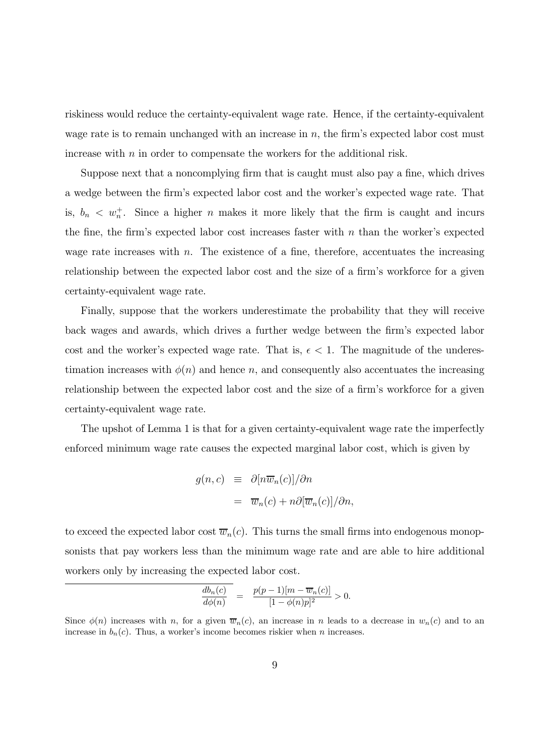riskiness would reduce the certainty-equivalent wage rate. Hence, if the certainty-equivalent wage rate is to remain unchanged with an increase in $n$, the firm's expected labor cost must increase with $n$ in order to compensate the workers for the additional risk.

Suppose next that a noncomplying firm that is caught must also pay a fine, which drives a wedge between the firm's expected labor cost and the worker's expected wage rate. That is, $b_n < w_n^+$. Since a higher $n$ makes it more likely that the firm is caught and incurs the fine, the firm's expected labor cost increases faster with $n$ than the worker's expected wage rate increases with $n$. The existence of a fine, therefore, accentuates the increasing relationship between the expected labor cost and the size of a firm's workforce for a given certainty-equivalent wage rate.

Finally, suppose that the workers underestimate the probability that they will receive back wages and awards, which drives a further wedge between the firm's expected labor cost and the worker's expected wage rate. That is, $\epsilon < 1$. The magnitude of the underestimation increases with $\phi(n)$ and hence $n$, and consequently also accentuates the increasing relationship between the expected labor cost and the size of a firm's workforce for a given certainty-equivalent wage rate.

The upshot of Lemma 1 is that for a given certainty-equivalent wage rate the imperfectly enforced minimum wage rate causes the expected marginal labor cost, which is given by

$$
\begin{aligned}
g(n, c) &\equiv \partial[n\overline{w}_n(c)]/\partial n \\
&= \overline{w}_n(c) + n\partial[\overline{w}_n(c)]/\partial n,
\end{aligned}
$$

to exceed the expected labor cost $\overline{w}_n(c)$. This turns the small firms into endogenous monopsonists that pay workers less than the minimum wage rate and are able to hire additional workers only by increasing the expected labor cost.

---

$$
\frac{db_n(c)}{d\phi(n)} = \frac{p(p-1)[m - \overline{w}_n(c)]}{[1 - \phi(n)p]^2} > 0.
$$

Since $\phi(n)$ increases with $n$, for a given $\overline{w}_n(c)$, an increase in $n$ leads to a decrease in $w_n(c)$ and to an increase in $b_n(c)$. Thus, a worker's income becomes riskier when $n$ increases.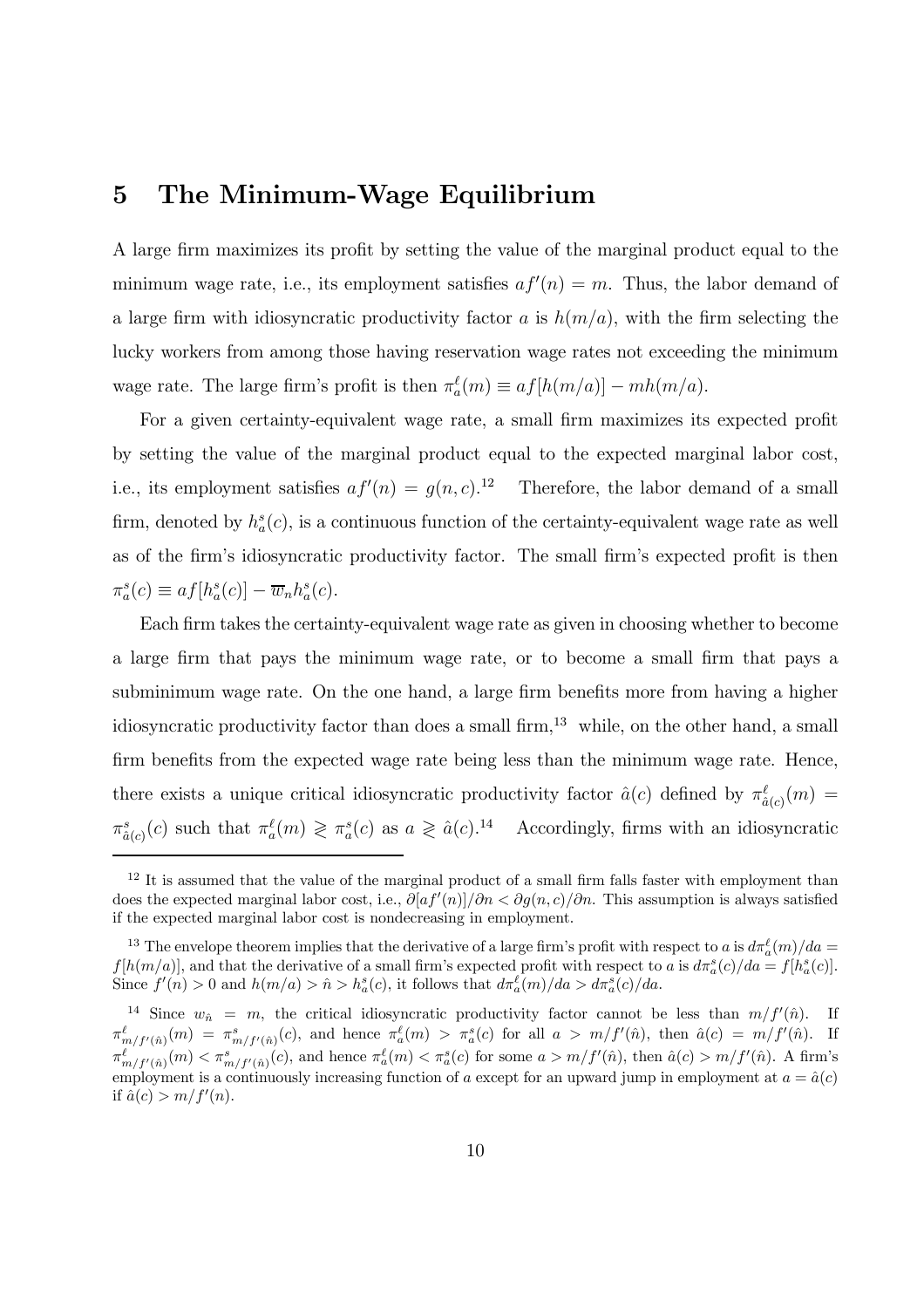# 5 The Minimum-Wage Equilibrium

A large firm maximizes its profit by setting the value of the marginal product equal to the minimum wage rate, i.e., its employment satisfies $af'(n) = m$. Thus, the labor demand of a large firm with idiosyncratic productivity factor $a$ is $h(m/a)$, with the firm selecting the lucky workers from among those having reservation wage rates not exceeding the minimum wage rate. The large firm's profit is then $\pi_a^\ell(m) \equiv af[h(m/a)] - mh(m/a)$.

For a given certainty-equivalent wage rate, a small firm maximizes its expected profit by setting the value of the marginal product equal to the expected marginal labor cost, i.e., its employment satisfies $af'(n) = g(n, c)$.[12] Therefore, the labor demand of a small firm, denoted by $h_a^s(c)$, is a continuous function of the certainty-equivalent wage rate as well as of the firm's idiosyncratic productivity factor. The small firm's expected profit is then $\pi_a^s(c) \equiv af[h_a^s(c)] - \overline{w}_n h_a^s(c)$.

Each firm takes the certainty-equivalent wage rate as given in choosing whether to become a large firm that pays the minimum wage rate, or to become a small firm that pays a subminimum wage rate. On the one hand, a large firm benefits more from having a higher idiosyncratic productivity factor than does a small firm,[13] while, on the other hand, a small firm benefits from the expected wage rate being less than the minimum wage rate. Hence, there exists a unique critical idiosyncratic productivity factor $\hat{a}(c)$ defined by $\pi_{\hat{a}(c)}^\ell(m) = \pi_{\hat{a}(c)}^s(c)$ such that $\pi_a^\ell(m) \gtreqless \pi_a^s(c)$ as $a \gtreqless \hat{a}(c)$.[14] Accordingly, firms with an idiosyncratic

---

[12] It is assumed that the value of the marginal product of a small firm falls faster with employment than does the expected marginal labor cost, i.e., $\partial[af'(n)]/\partial n < \partial g(n, c)/\partial n$. This assumption is always satisfied if the expected marginal labor cost is nondecreasing in employment.

[13] The envelope theorem implies that the derivative of a large firm's profit with respect to $a$ is $d\pi_a^\ell(m)/da = f[h(m/a)]$, and that the derivative of a small firm's expected profit with respect to $a$ is $d\pi_a^s(c)/da = f[h_a^s(c)]$. Since $f'(n) > 0$ and $h(m/a) > \hat{n} > h_a^s(c)$, it follows that $d\pi_a^\ell(m)/da > d\pi_a^s(c)/da$.

[14] Since $w_{\hat{n}} = m$, the critical idiosyncratic productivity factor cannot be less than $m/f'(\hat{n})$. If $\pi_{m/f'(\hat{n})}^\ell(m) = \pi_{m/f'(\hat{n})}^s(c)$, and hence $\pi_a^\ell(m) > \pi_a^s(c)$ for all $a > m/f'(\hat{n})$, then $\hat{a}(c) = m/f'(\hat{n})$. If $\pi_{m/f'(\hat{n})}^\ell(m) < \pi_{m/f'(\hat{n})}^s(c)$, and hence $\pi_a^\ell(m) < \pi_a^s(c)$ for some $a > m/f'(\hat{n})$, then $\hat{a}(c) > m/f'(\hat{n})$. A firm's employment is a continuously increasing function of $a$ except for an upward jump in employment at $a = \hat{a}(c)$ if $\hat{a}(c) > m/f'(n)$.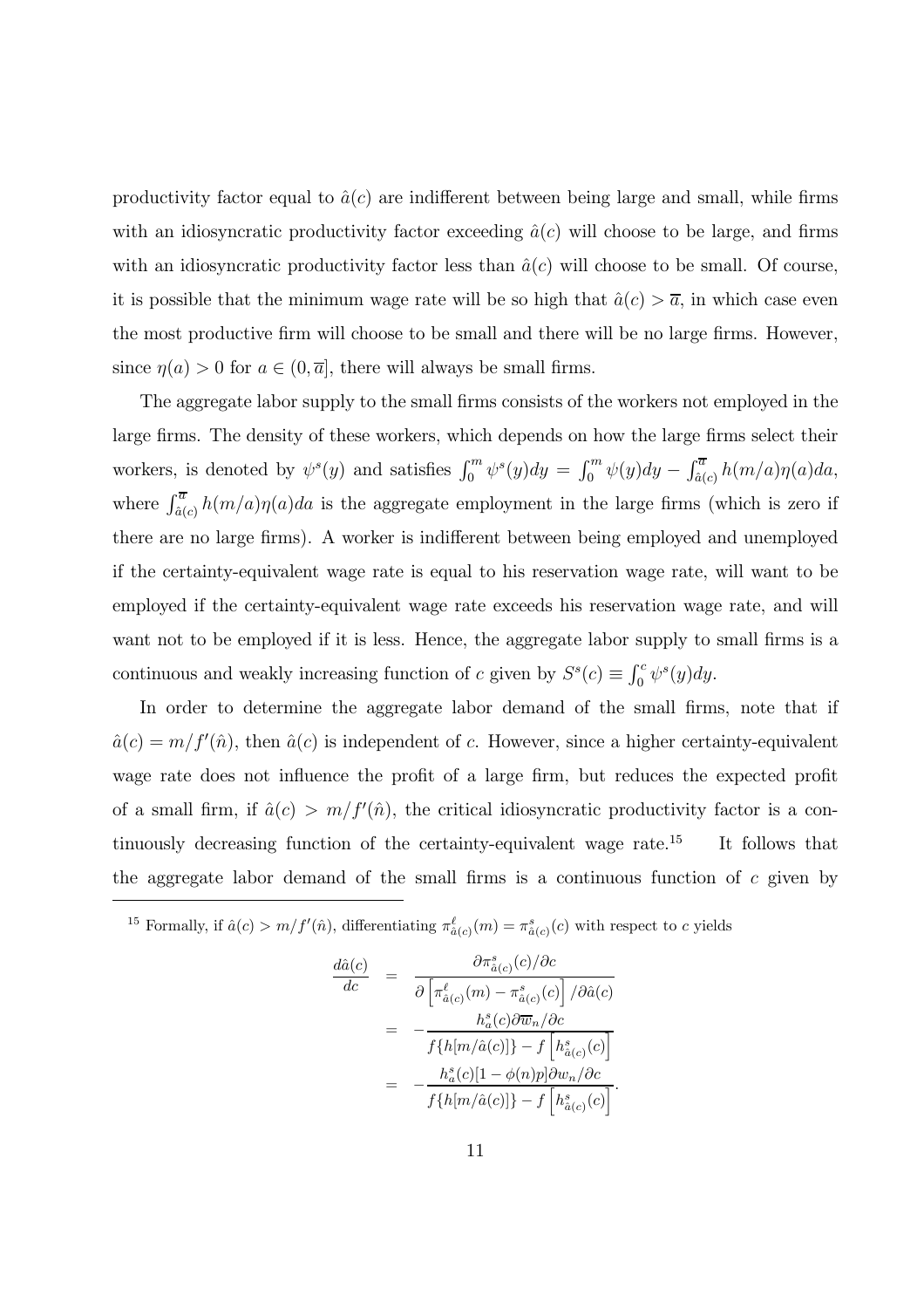productivity factor equal to $\hat{a}(c)$ are indifferent between being large and small, while firms with an idiosyncratic productivity factor exceeding $\hat{a}(c)$ will choose to be large, and firms with an idiosyncratic productivity factor less than $\hat{a}(c)$ will choose to be small. Of course, it is possible that the minimum wage rate will be so high that $\hat{a}(c) > \overline{a}$, in which case even the most productive firm will choose to be small and there will be no large firms. However, since $\eta(a) > 0$ for $a \in (0, \overline{a}]$, there will always be small firms.

The aggregate labor supply to the small firms consists of the workers not employed in the large firms. The density of these workers, which depends on how the large firms select their workers, is denoted by $\psi^s(y)$ and satisfies $\int_0^m \psi^s(y)dy = \int_0^m \psi(y)dy - \int_{\hat{a}(c)}^{\overline{a}} h(m/a)\eta(a)da$, where $\int_{\hat{a}(c)}^{\overline{a}} h(m/a)\eta(a)da$ is the aggregate employment in the large firms (which is zero if there are no large firms). A worker is indifferent between being employed and unemployed if the certainty-equivalent wage rate is equal to his reservation wage rate, will want to be employed if the certainty-equivalent wage rate exceeds his reservation wage rate, and will want not to be employed if it is less. Hence, the aggregate labor supply to small firms is a continuous and weakly increasing function of $c$ given by $S^s(c) \equiv \int_0^c \psi^s(y)dy$.

In order to determine the aggregate labor demand of the small firms, note that if $\hat{a}(c) = m/f'(\hat{n})$, then $\hat{a}(c)$ is independent of $c$. However, since a higher certainty-equivalent wage rate does not influence the profit of a large firm, but reduces the expected profit of a small firm, if $\hat{a}(c) > m/f'(\hat{n})$, the critical idiosyncratic productivity factor is a continuously decreasing function of the certainty-equivalent wage rate.[15] It follows that the aggregate labor demand of the small firms is a continuous function of $c$ given by

[15] Formally, if $\hat{a}(c) > m/f'(\hat{n})$, differentiating $\pi^{\ell}_{\hat{a}(c)}(m) = \pi^s_{\hat{a}(c)}(c)$ with respect to $c$ yields

$$
\begin{aligned}
\frac{d\hat{a}(c)}{dc} &= \frac{\partial \pi^s_{\hat{a}(c)}(c)/\partial c}{\partial \left[\pi^{\ell}_{\hat{a}(c)}(m) - \pi^s_{\hat{a}(c)}(c)\right]/\partial \hat{a}(c)} \\
&= -\frac{h^s_a(c)\partial \overline{w}_n/\partial c}{f\{h[m/\hat{a}(c)]\} - f\left[h^s_{\hat{a}(c)}(c)\right]} \\
&= -\frac{h^s_a(c)[1-\phi(n)p]\partial w_n/\partial c}{f\{h[m/\hat{a}(c)]\} - f\left[h^s_{\hat{a}(c)}(c)\right]}.
\end{aligned}
$$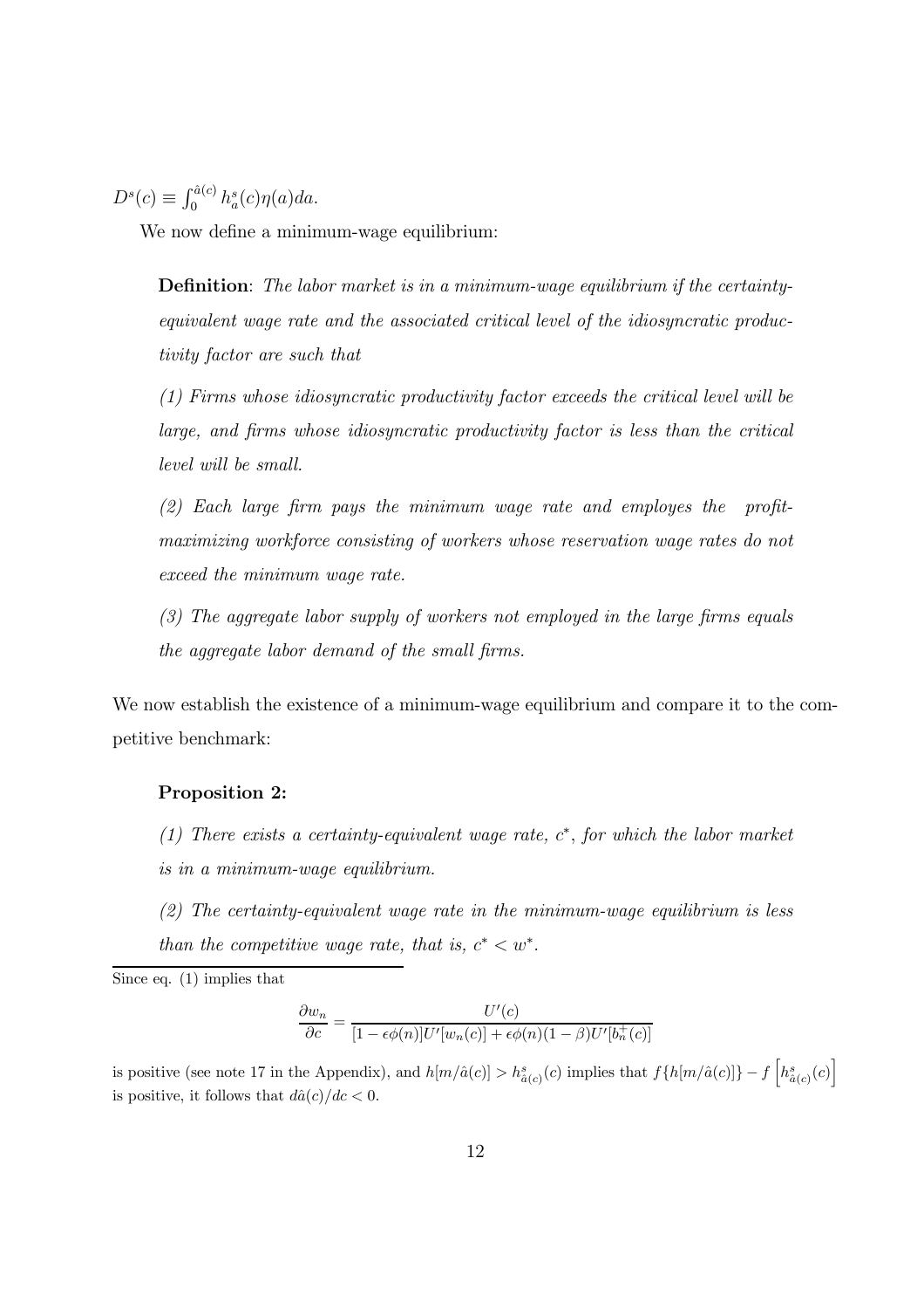$D^s(c) \equiv \int_0^{\hat{a}(c)} h_a^s(c)\eta(a)da$.

We now define a minimum-wage equilibrium:

**Definition**: *The labor market is in a minimum-wage equilibrium if the certainty-equivalent wage rate and the associated critical level of the idiosyncratic productivity factor are such that*

*(1) Firms whose idiosyncratic productivity factor exceeds the critical level will be large, and firms whose idiosyncratic productivity factor is less than the critical level will be small.*

*(2) Each large firm pays the minimum wage rate and employes the profit-maximizing workforce consisting of workers whose reservation wage rates do not exceed the minimum wage rate.*

*(3) The aggregate labor supply of workers not employed in the large firms equals the aggregate labor demand of the small firms.*

We now establish the existence of a minimum-wage equilibrium and compare it to the competitive benchmark:

**Proposition 2:**

*(1) There exists a certainty-equivalent wage rate, $c^*$, for which the labor market is in a minimum-wage equilibrium.*

*(2) The certainty-equivalent wage rate in the minimum-wage equilibrium is less than the competitive wage rate, that is, $c^* < w^*$.*

---

Since eq. (1) implies that

$$\frac{\partial w_n}{\partial c} = \frac{U'(c)}{[1 - \epsilon\phi(n)]U'[w_n(c)] + \epsilon\phi(n)(1-\beta)U'[b_n^+(c)]}$$

is positive (see note 17 in the Appendix), and $h[m/\hat{a}(c)] > h^s_{\hat{a}(c)}(c)$ implies that $f\{h[m/\hat{a}(c)]\} - f\left[h^s_{\hat{a}(c)}(c)\right]$ is positive, it follows that $d\hat{a}(c)/dc < 0$.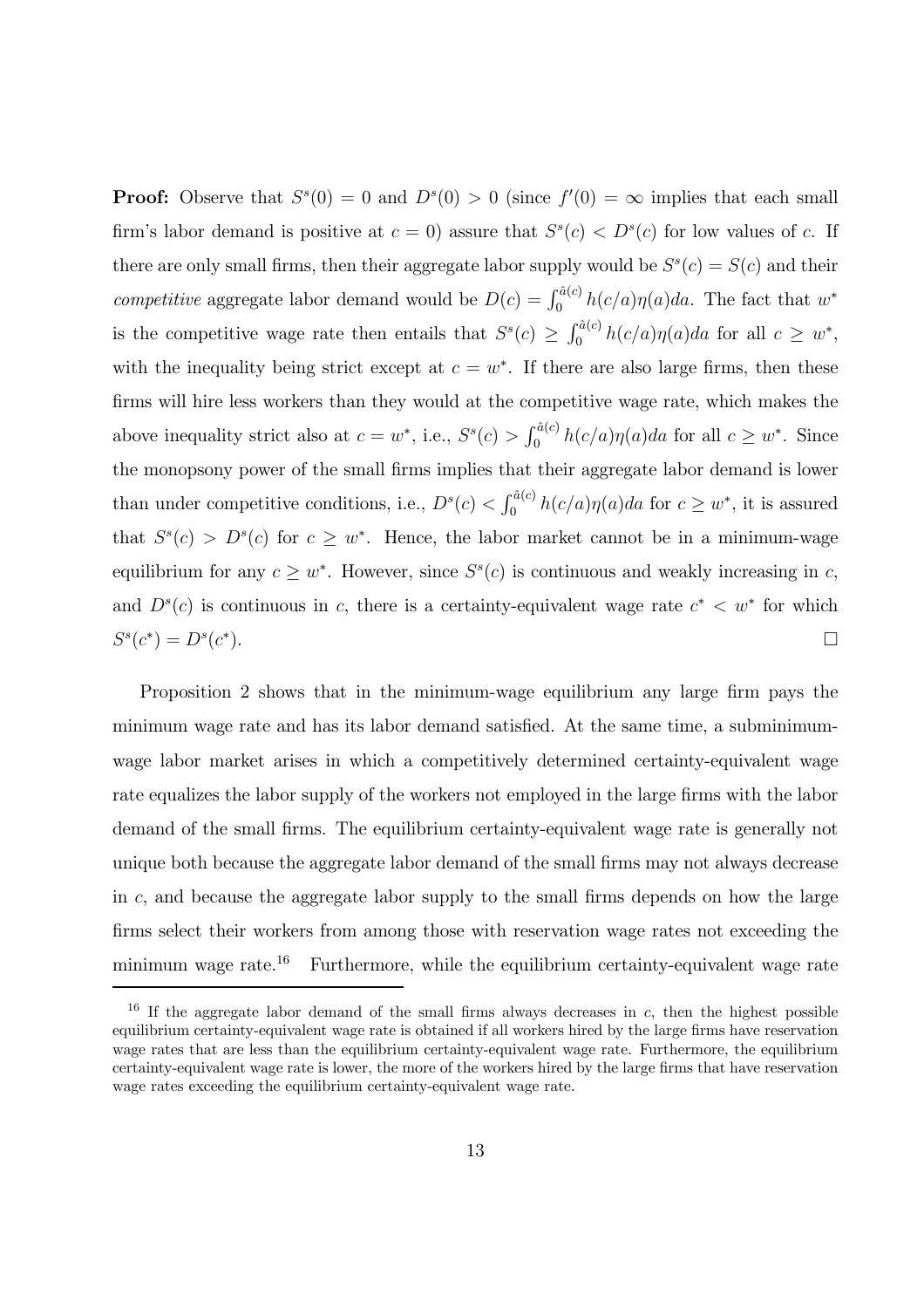**Proof:** Observe that $S^s(0) = 0$ and $D^s(0) > 0$ (since $f'(0) = \infty$ implies that each small firm's labor demand is positive at $c = 0$) assure that $S^s(c) < D^s(c)$ for low values of $c$. If there are only small firms, then their aggregate labor supply would be $S^s(c) = S(c)$ and their *competitive* aggregate labor demand would be $D(c) = \int_0^{\hat{a}(c)} h(c/a)\eta(a)da$. The fact that $w^*$ is the competitive wage rate then entails that $S^s(c) \geq \int_0^{\hat{a}(c)} h(c/a)\eta(a)da$ for all $c \geq w^*$, with the inequality being strict except at $c = w^*$. If there are also large firms, then these firms will hire less workers than they would at the competitive wage rate, which makes the above inequality strict also at $c = w^*$, i.e., $S^s(c) > \int_0^{\hat{a}(c)} h(c/a)\eta(a)da$ for all $c \geq w^*$. Since the monopsony power of the small firms implies that their aggregate labor demand is lower than under competitive conditions, i.e., $D^s(c) < \int_0^{\hat{a}(c)} h(c/a)\eta(a)da$ for $c \geq w^*$, it is assured that $S^s(c) > D^s(c)$ for $c \geq w^*$. Hence, the labor market cannot be in a minimum-wage equilibrium for any $c \geq w^*$. However, since $S^s(c)$ is continuous and weakly increasing in $c$, and $D^s(c)$ is continuous in $c$, there is a certainty-equivalent wage rate $c^* < w^*$ for which $S^s(c^*) = D^s(c^*)$. $\square$

Proposition 2 shows that in the minimum-wage equilibrium any large firm pays the minimum wage rate and has its labor demand satisfied. At the same time, a subminimum-wage labor market arises in which a competitively determined certainty-equivalent wage rate equalizes the labor supply of the workers not employed in the large firms with the labor demand of the small firms. The equilibrium certainty-equivalent wage rate is generally not unique both because the aggregate labor demand of the small firms may not always decrease in $c$, and because the aggregate labor supply to the small firms depends on how the large firms select their workers from among those with reservation wage rates not exceeding the minimum wage rate.[16] Furthermore, while the equilibrium certainty-equivalent wage rate

[16] If the aggregate labor demand of the small firms always decreases in $c$, then the highest possible equilibrium certainty-equivalent wage rate is obtained if all workers hired by the large firms have reservation wage rates that are less than the equilibrium certainty-equivalent wage rate. Furthermore, the equilibrium certainty-equivalent wage rate is lower, the more of the workers hired by the large firms that have reservation wage rates exceeding the equilibrium certainty-equivalent wage rate.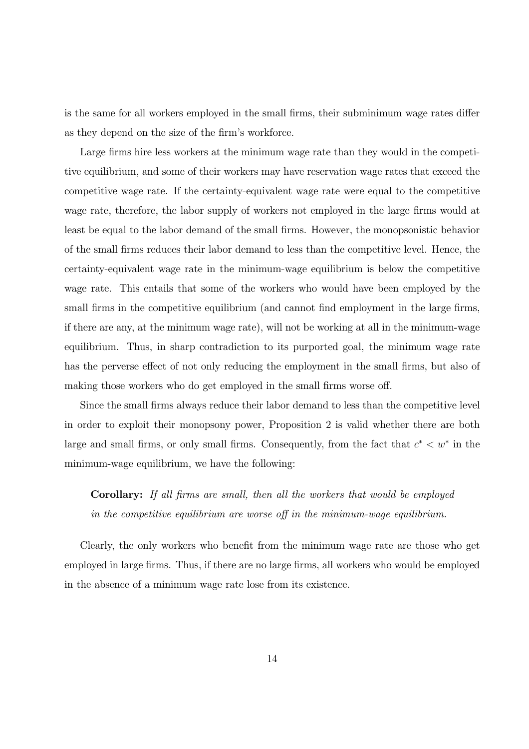is the same for all workers employed in the small firms, their subminimum wage rates differ as they depend on the size of the firm's workforce.

Large firms hire less workers at the minimum wage rate than they would in the competitive equilibrium, and some of their workers may have reservation wage rates that exceed the competitive wage rate. If the certainty-equivalent wage rate were equal to the competitive wage rate, therefore, the labor supply of workers not employed in the large firms would at least be equal to the labor demand of the small firms. However, the monopsonistic behavior of the small firms reduces their labor demand to less than the competitive level. Hence, the certainty-equivalent wage rate in the minimum-wage equilibrium is below the competitive wage rate. This entails that some of the workers who would have been employed by the small firms in the competitive equilibrium (and cannot find employment in the large firms, if there are any, at the minimum wage rate), will not be working at all in the minimum-wage equilibrium. Thus, in sharp contradiction to its purported goal, the minimum wage rate has the perverse effect of not only reducing the employment in the small firms, but also of making those workers who do get employed in the small firms worse off.

Since the small firms always reduce their labor demand to less than the competitive level in order to exploit their monopsony power, Proposition 2 is valid whether there are both large and small firms, or only small firms. Consequently, from the fact that $c^* < w^*$ in the minimum-wage equilibrium, we have the following:

> **Corollary:** *If all firms are small, then all the workers that would be employed in the competitive equilibrium are worse off in the minimum-wage equilibrium.*

Clearly, the only workers who benefit from the minimum wage rate are those who get employed in large firms. Thus, if there are no large firms, all workers who would be employed in the absence of a minimum wage rate lose from its existence.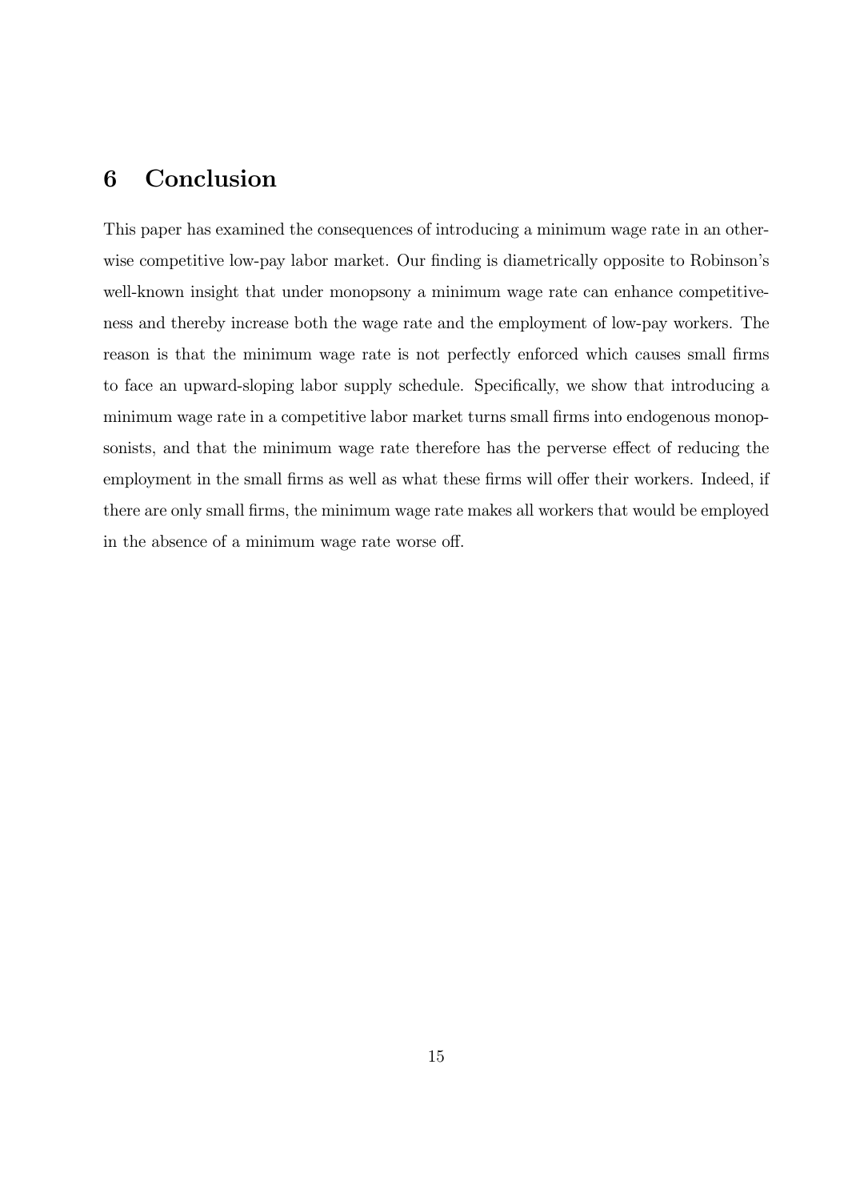## 6 Conclusion

This paper has examined the consequences of introducing a minimum wage rate in an otherwise competitive low-pay labor market. Our finding is diametrically opposite to Robinson's well-known insight that under monopsony a minimum wage rate can enhance competitiveness and thereby increase both the wage rate and the employment of low-pay workers. The reason is that the minimum wage rate is not perfectly enforced which causes small firms to face an upward-sloping labor supply schedule. Specifically, we show that introducing a minimum wage rate in a competitive labor market turns small firms into endogenous monopsonists, and that the minimum wage rate therefore has the perverse effect of reducing the employment in the small firms as well as what these firms will offer their workers. Indeed, if there are only small firms, the minimum wage rate makes all workers that would be employed in the absence of a minimum wage rate worse off.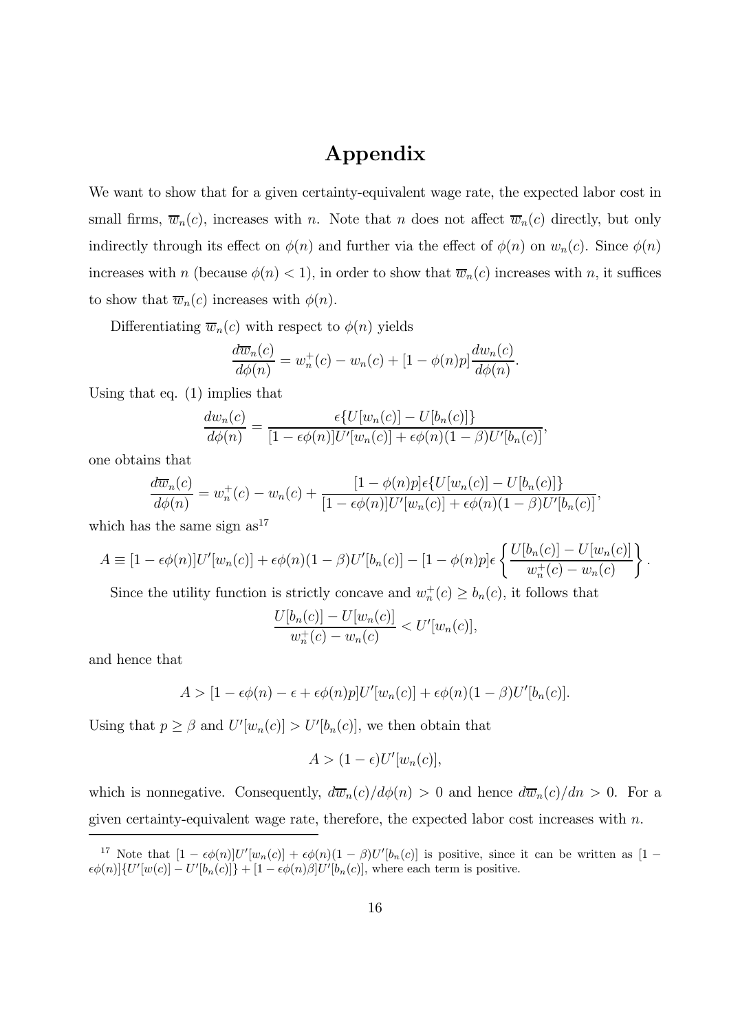# Appendix

We want to show that for a given certainty-equivalent wage rate, the expected labor cost in small firms, $\overline{w}_n(c)$, increases with $n$. Note that $n$ does not affect $\overline{w}_n(c)$ directly, but only indirectly through its effect on $\phi(n)$ and further via the effect of $\phi(n)$ on $w_n(c)$. Since $\phi(n)$ increases with $n$ (because $\phi(n) < 1$), in order to show that $\overline{w}_n(c)$ increases with $n$, it suffices to show that $\overline{w}_n(c)$ increases with $\phi(n)$.

Differentiating $\overline{w}_n(c)$ with respect to $\phi(n)$ yields

$$\frac{d\overline{w}_n(c)}{d\phi(n)} = w_n^+(c) - w_n(c) + [1 - \phi(n)p]\frac{dw_n(c)}{d\phi(n)}.$$

Using that eq. (1) implies that

$$\frac{dw_n(c)}{d\phi(n)} = \frac{\epsilon\{U[w_n(c)] - U[b_n(c)]\}}{[1 - \epsilon\phi(n)]U'[w_n(c)] + \epsilon\phi(n)(1-\beta)U'[b_n(c)]},$$

one obtains that

$$\frac{d\overline{w}_n(c)}{d\phi(n)} = w_n^+(c) - w_n(c) + \frac{[1 - \phi(n)p]\epsilon\{U[w_n(c)] - U[b_n(c)]\}}{[1 - \epsilon\phi(n)]U'[w_n(c)] + \epsilon\phi(n)(1-\beta)U'[b_n(c)]},$$

which has the same sign as[17]

$$A \equiv [1 - \epsilon\phi(n)]U'[w_n(c)] + \epsilon\phi(n)(1-\beta)U'[b_n(c)] - [1 - \phi(n)p]\epsilon\left\{\frac{U[b_n(c)] - U[w_n(c)]}{w_n^+(c) - w_n(c)}\right\}.$$

Since the utility function is strictly concave and $w_n^+(c) \geq b_n(c)$, it follows that

$$\frac{U[b_n(c)] - U[w_n(c)]}{w_n^+(c) - w_n(c)} < U'[w_n(c)],$$

and hence that

$$A > [1 - \epsilon\phi(n) - \epsilon + \epsilon\phi(n)p]U'[w_n(c)] + \epsilon\phi(n)(1-\beta)U'[b_n(c)].$$

Using that $p \geq \beta$ and $U'[w_n(c)] > U'[b_n(c)]$, we then obtain that

$$A > (1-\epsilon)U'[w_n(c)],$$

which is nonnegative. Consequently, $d\overline{w}_n(c)/d\phi(n) > 0$ and hence $d\overline{w}_n(c)/dn > 0$. For a given certainty-equivalent wage rate, therefore, the expected labor cost increases with $n$.

[17] Note that $[1 - \epsilon\phi(n)]U'[w_n(c)] + \epsilon\phi(n)(1-\beta)U'[b_n(c)]$ is positive, since it can be written as $[1 - \epsilon\phi(n)]\{U'[w(c)] - U'[b_n(c)]\} + [1 - \epsilon\phi(n)\beta]U'[b_n(c)]$, where each term is positive.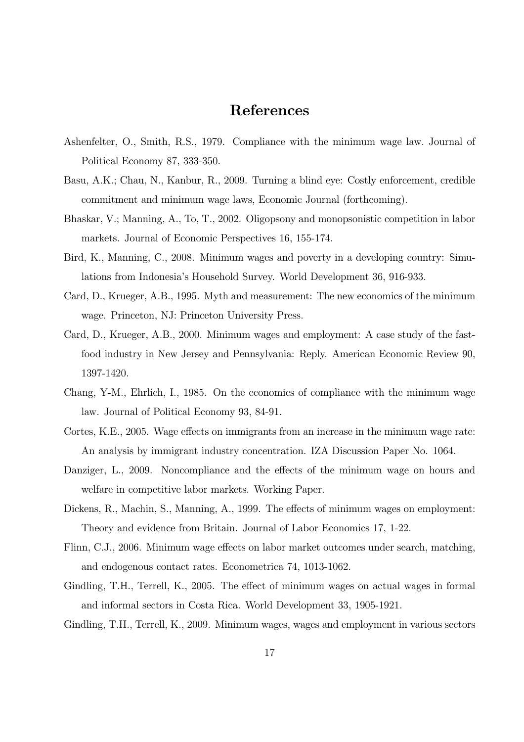# References

Ashenfelter, O., Smith, R.S., 1979. Compliance with the minimum wage law. Journal of Political Economy 87, 333-350.

Basu, A.K.; Chau, N., Kanbur, R., 2009. Turning a blind eye: Costly enforcement, credible commitment and minimum wage laws, Economic Journal (forthcoming).

Bhaskar, V.; Manning, A., To, T., 2002. Oligopsony and monopsonistic competition in labor markets. Journal of Economic Perspectives 16, 155-174.

Bird, K., Manning, C., 2008. Minimum wages and poverty in a developing country: Simulations from Indonesia's Household Survey. World Development 36, 916-933.

Card, D., Krueger, A.B., 1995. Myth and measurement: The new economics of the minimum wage. Princeton, NJ: Princeton University Press.

Card, D., Krueger, A.B., 2000. Minimum wages and employment: A case study of the fast-food industry in New Jersey and Pennsylvania: Reply. American Economic Review 90, 1397-1420.

Chang, Y-M., Ehrlich, I., 1985. On the economics of compliance with the minimum wage law. Journal of Political Economy 93, 84-91.

Cortes, K.E., 2005. Wage effects on immigrants from an increase in the minimum wage rate: An analysis by immigrant industry concentration. IZA Discussion Paper No. 1064.

Danziger, L., 2009. Noncompliance and the effects of the minimum wage on hours and welfare in competitive labor markets. Working Paper.

Dickens, R., Machin, S., Manning, A., 1999. The effects of minimum wages on employment: Theory and evidence from Britain. Journal of Labor Economics 17, 1-22.

Flinn, C.J., 2006. Minimum wage effects on labor market outcomes under search, matching, and endogenous contact rates. Econometrica 74, 1013-1062.

Gindling, T.H., Terrell, K., 2005. The effect of minimum wages on actual wages in formal and informal sectors in Costa Rica. World Development 33, 1905-1921.

Gindling, T.H., Terrell, K., 2009. Minimum wages, wages and employment in various sectors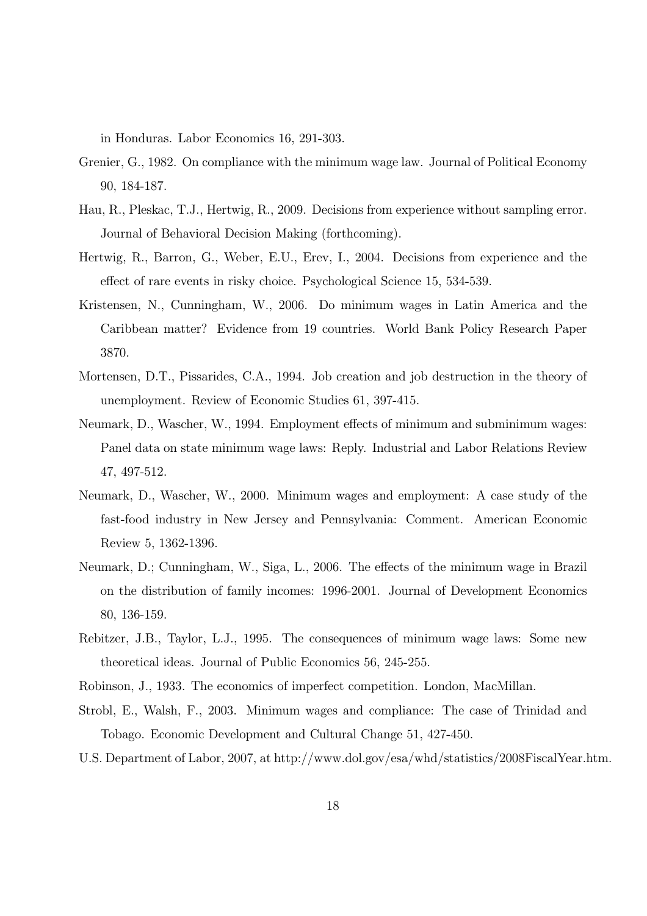in Honduras. Labor Economics 16, 291-303.

Grenier, G., 1982. On compliance with the minimum wage law. Journal of Political Economy 90, 184-187.

Hau, R., Pleskac, T.J., Hertwig, R., 2009. Decisions from experience without sampling error. Journal of Behavioral Decision Making (forthcoming).

Hertwig, R., Barron, G., Weber, E.U., Erev, I., 2004. Decisions from experience and the effect of rare events in risky choice. Psychological Science 15, 534-539.

Kristensen, N., Cunningham, W., 2006. Do minimum wages in Latin America and the Caribbean matter? Evidence from 19 countries. World Bank Policy Research Paper 3870.

Mortensen, D.T., Pissarides, C.A., 1994. Job creation and job destruction in the theory of unemployment. Review of Economic Studies 61, 397-415.

Neumark, D., Wascher, W., 1994. Employment effects of minimum and subminimum wages: Panel data on state minimum wage laws: Reply. Industrial and Labor Relations Review 47, 497-512.

Neumark, D., Wascher, W., 2000. Minimum wages and employment: A case study of the fast-food industry in New Jersey and Pennsylvania: Comment. American Economic Review 5, 1362-1396.

Neumark, D.; Cunningham, W., Siga, L., 2006. The effects of the minimum wage in Brazil on the distribution of family incomes: 1996-2001. Journal of Development Economics 80, 136-159.

Rebitzer, J.B., Taylor, L.J., 1995. The consequences of minimum wage laws: Some new theoretical ideas. Journal of Public Economics 56, 245-255.

Robinson, J., 1933. The economics of imperfect competition. London, MacMillan.

Strobl, E., Walsh, F., 2003. Minimum wages and compliance: The case of Trinidad and Tobago. Economic Development and Cultural Change 51, 427-450.

U.S. Department of Labor, 2007, at http://www.dol.gov/esa/whd/statistics/2008FiscalYear.htm.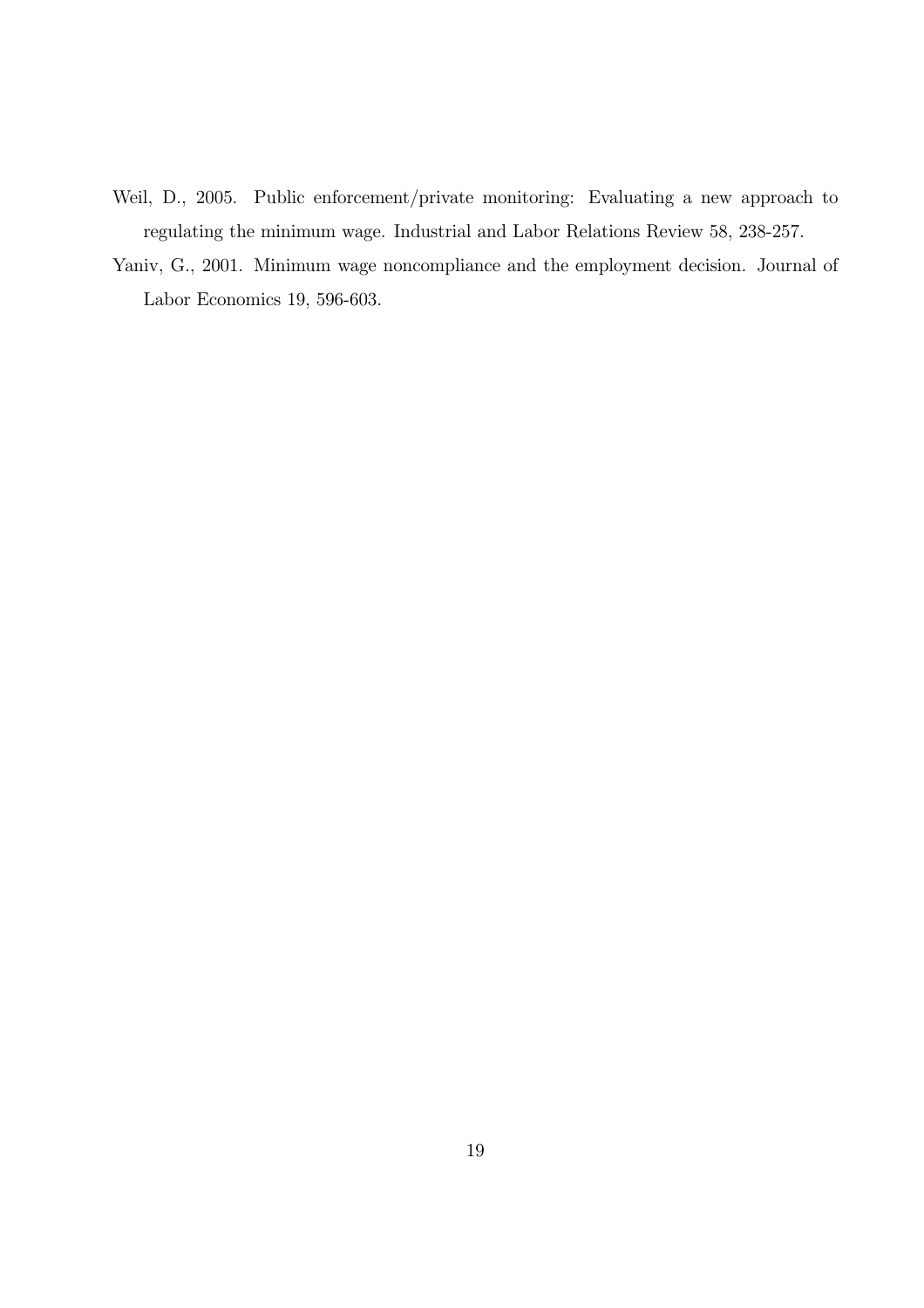Weil, D., 2005. Public enforcement/private monitoring: Evaluating a new approach to regulating the minimum wage. Industrial and Labor Relations Review 58, 238-257.

Yaniv, G., 2001. Minimum wage noncompliance and the employment decision. Journal of Labor Economics 19, 596-603.